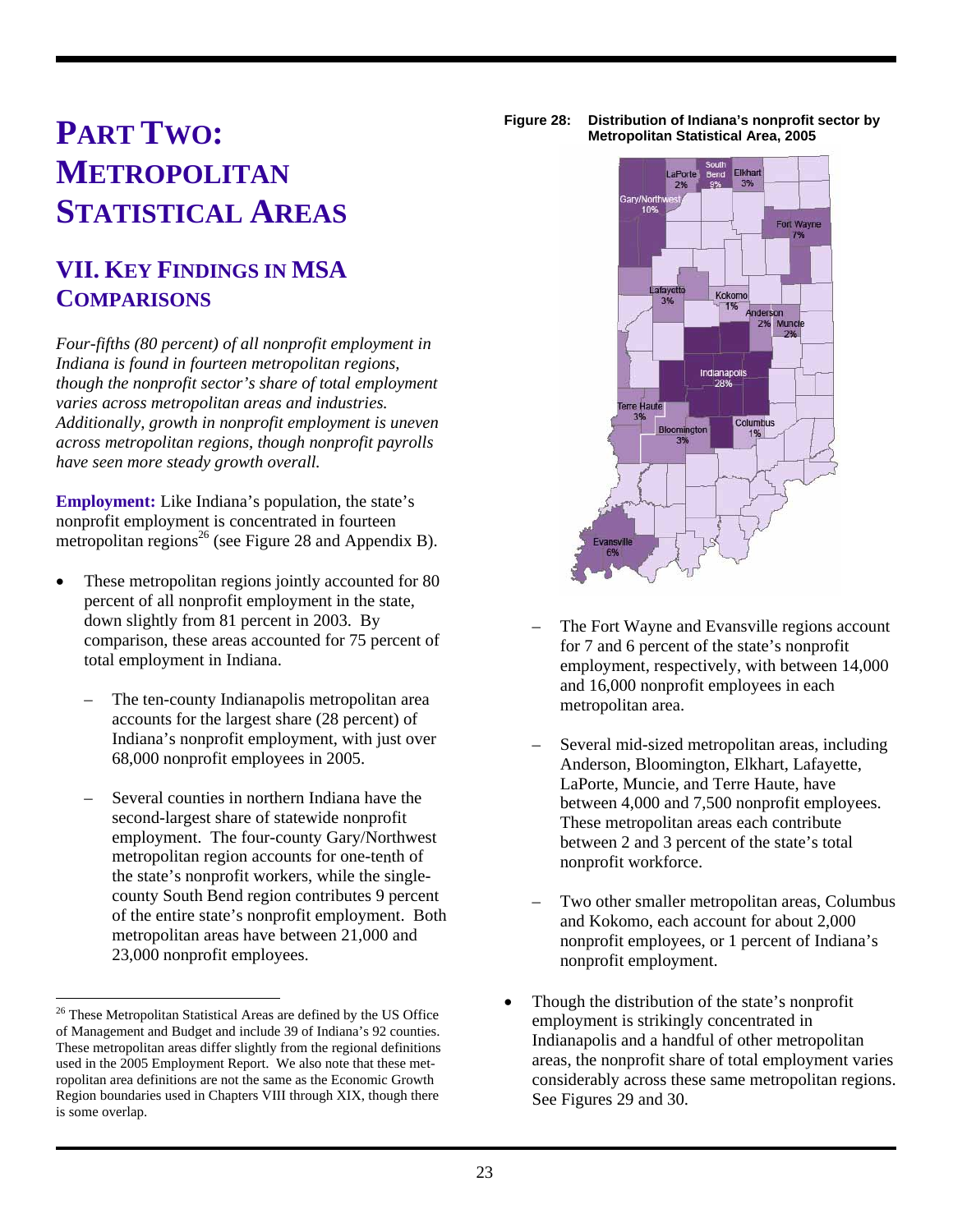# PART TWO: METROPOLITAN STATISTICAL AREAS

## VII. KEY FINDINGS IN MSA COMPARISONS

*Four-fifths (80 percent) of all nonprofit employment in Indiana is found in fourteen metropolitan regions, though the nonprofit sector's share of total employment varies across metropolitan areas and industries. Additionally, growth in nonprofit employment is uneven across metropolitan regions, though nonprofit payrolls have seen more steady growth overall.*

**Employment:** Like Indiana's population, the state's nonprofit employment is concentrated in fourteen metropolitan regions[26] (see Figure 28 and Appendix B).

- These metropolitan regions jointly accounted for 80 percent of all nonprofit employment in the state, down slightly from 81 percent in 2003. By comparison, these areas accounted for 75 percent of total employment in Indiana.
  - The ten-county Indianapolis metropolitan area accounts for the largest share (28 percent) of Indiana's nonprofit employment, with just over 68,000 nonprofit employees in 2005.
  - Several counties in northern Indiana have the second-largest share of statewide nonprofit employment. The four-county Gary/Northwest metropolitan region accounts for one-tenth of the state's nonprofit workers, while the single-county South Bend region contributes 9 percent of the entire state's nonprofit employment. Both metropolitan areas have between 21,000 and 23,000 nonprofit employees.

**Figure 28: Distribution of Indiana's nonprofit sector by Metropolitan Statistical Area, 2005**

  - The Fort Wayne and Evansville regions account for 7 and 6 percent of the state's nonprofit employment, respectively, with between 14,000 and 16,000 nonprofit employees in each metropolitan area.
  - Several mid-sized metropolitan areas, including Anderson, Bloomington, Elkhart, Lafayette, LaPorte, Muncie, and Terre Haute, have between 4,000 and 7,500 nonprofit employees. These metropolitan areas each contribute between 2 and 3 percent of the state's total nonprofit workforce.
  - Two other smaller metropolitan areas, Columbus and Kokomo, each account for about 2,000 nonprofit employees, or 1 percent of Indiana's nonprofit employment.
- Though the distribution of the state's nonprofit employment is strikingly concentrated in Indianapolis and a handful of other metropolitan areas, the nonprofit share of total employment varies considerably across these same metropolitan regions. See Figures 29 and 30.

[26] These Metropolitan Statistical Areas are defined by the US Office of Management and Budget and include 39 of Indiana's 92 counties. These metropolitan areas differ slightly from the regional definitions used in the 2005 Employment Report. We also note that these metropolitan area definitions are not the same as the Economic Growth Region boundaries used in Chapters VIII through XIX, though there is some overlap.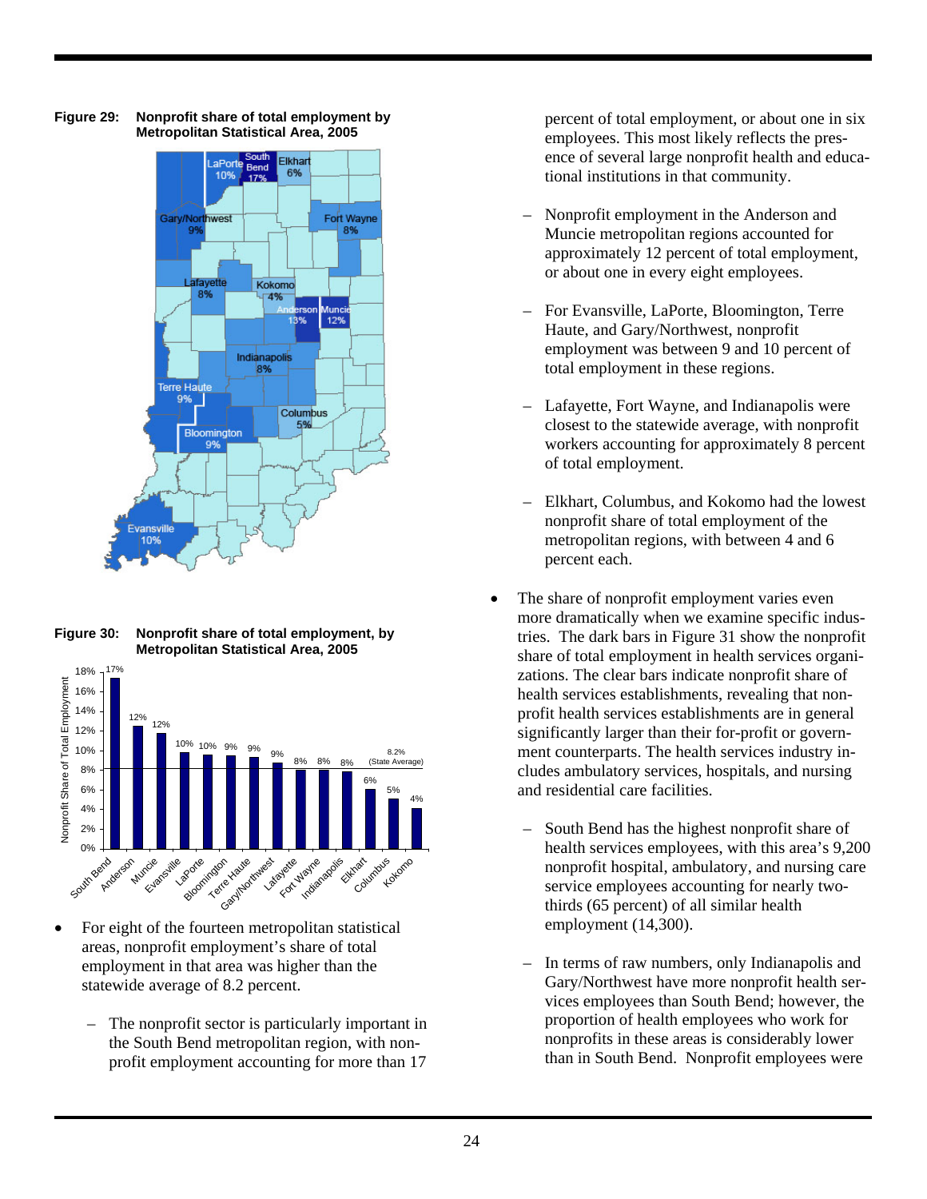**Figure 29: Nonprofit share of total employment by Metropolitan Statistical Area, 2005**

| Metropolitan Statistical Area | Nonprofit share |
|---|---|
| South Bend | 17% |
| LaPorte | 10% |
| Elkhart | 6% |
| Gary/Northwest | 9% |
| Fort Wayne | 8% |
| Lafayette | 8% |
| Kokomo | 4% |
| Anderson | 13% |
| Muncie | 12% |
| Indianapolis | 8% |
| Terre Haute | 9% |
| Columbus | 5% |
| Bloomington | 9% |
| Evansville | 10% |

**Figure 30: Nonprofit share of total employment, by Metropolitan Statistical Area, 2005**

| Metropolitan Statistical Area | Nonprofit Share of Total Employment |
|---|---|
| South Bend | 17% |
| Anderson | 12% |
| Muncie | 12% |
| Evansville | 10% |
| LaPorte | 10% |
| Bloomington | 9% |
| Terre Haute | 9% |
| Gary/Northwest | 9% |
| Lafayette | 8% |
| Fort Wayne | 8% |
| Indianapolis | 8% |
| Elkhart | 6% |
| Columbus | 5% |
| Kokomo | 4% |

State Average: 8.2%

- For eight of the fourteen metropolitan statistical areas, nonprofit employment's share of total employment in that area was higher than the statewide average of 8.2 percent.

  - The nonprofit sector is particularly important in the South Bend metropolitan region, with nonprofit employment accounting for more than 17 percent of total employment, or about one in six employees. This most likely reflects the presence of several large nonprofit health and educational institutions in that community.

  - Nonprofit employment in the Anderson and Muncie metropolitan regions accounted for approximately 12 percent of total employment, or about one in every eight employees.

  - For Evansville, LaPorte, Bloomington, Terre Haute, and Gary/Northwest, nonprofit employment was between 9 and 10 percent of total employment in these regions.

  - Lafayette, Fort Wayne, and Indianapolis were closest to the statewide average, with nonprofit workers accounting for approximately 8 percent of total employment.

  - Elkhart, Columbus, and Kokomo had the lowest nonprofit share of total employment of the metropolitan regions, with between 4 and 6 percent each.

- The share of nonprofit employment varies even more dramatically when we examine specific industries. The dark bars in Figure 31 show the nonprofit share of total employment in health services organizations. The clear bars indicate nonprofit share of health services establishments, revealing that nonprofit health services establishments are in general significantly larger than their for-profit or government counterparts. The health services industry includes ambulatory services, hospitals, and nursing and residential care facilities.

  - South Bend has the highest nonprofit share of health services employees, with this area's 9,200 nonprofit hospital, ambulatory, and nursing care service employees accounting for nearly two-thirds (65 percent) of all similar health employment (14,300).

  - In terms of raw numbers, only Indianapolis and Gary/Northwest have more nonprofit health services employees than South Bend; however, the proportion of health employees who work for nonprofits in these areas is considerably lower than in South Bend. Nonprofit employees were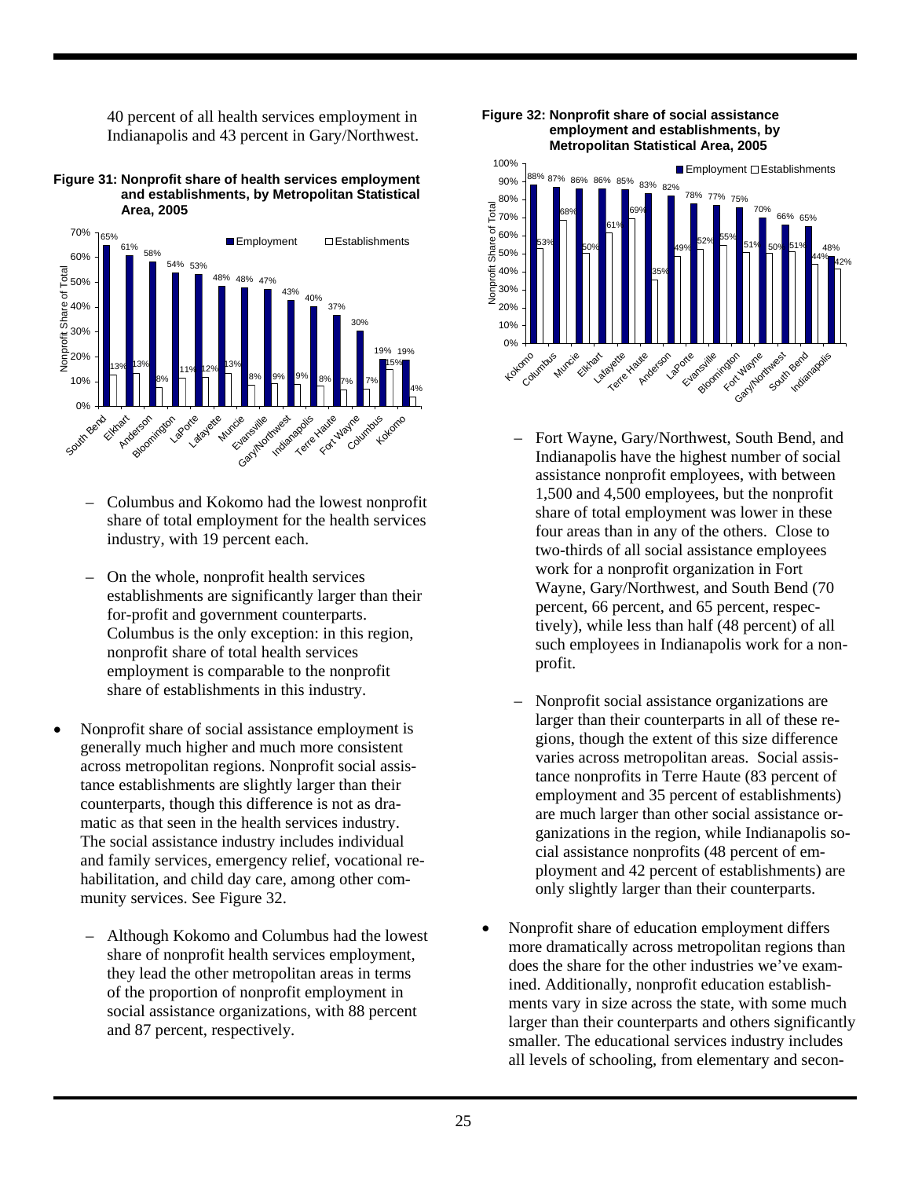40 percent of all health services employment in Indianapolis and 43 percent in Gary/Northwest.

**Figure 31: Nonprofit share of health services employment and establishments, by Metropolitan Statistical Area, 2005**

| MSA | Employment | Establishments |
|---|---|---|
| South Bend | 65% | 13% |
| Elkhart | 61% | 13% |
| Anderson | 58% | 8% |
| Bloomington | 54% | 11% |
| LaPorte | 53% | 12% |
| Lafayette | 48% | 13% |
| Muncie | 48% | 8% |
| Evansville | 47% | 9% |
| Gary/Northwest | 43% | 9% |
| Indianapolis | 40% | 8% |
| Terre Haute | 37% | 7% |
| Fort Wayne | 30% | 7% |
| Columbus | 19% | 15% |
| Kokomo | 19% | 4% |

- Columbus and Kokomo had the lowest nonprofit share of total employment for the health services industry, with 19 percent each.

- On the whole, nonprofit health services establishments are significantly larger than their for-profit and government counterparts. Columbus is the only exception: in this region, nonprofit share of total health services employment is comparable to the nonprofit share of establishments in this industry.

- Nonprofit share of social assistance employment is generally much higher and much more consistent across metropolitan regions. Nonprofit social assistance establishments are slightly larger than their counterparts, though this difference is not as dramatic as that seen in the health services industry. The social assistance industry includes individual and family services, emergency relief, vocational rehabilitation, and child day care, among other community services. See Figure 32.

  - Although Kokomo and Columbus had the lowest share of nonprofit health services employment, they lead the other metropolitan areas in terms of the proportion of nonprofit employment in social assistance organizations, with 88 percent and 87 percent, respectively.

**Figure 32: Nonprofit share of social assistance employment and establishments, by Metropolitan Statistical Area, 2005**

| MSA | Employment | Establishments |
|---|---|---|
| Kokomo | 88% | 53% |
| Columbus | 87% | 68% |
| Muncie | 86% | 50% |
| Elkhart | 86% | 61% |
| Lafayette | 85% | 69% |
| Terre Haute | 83% | 35% |
| Anderson | 82% | 49% |
| LaPorte | 78% | 52% |
| Evansville | 77% | 55% |
| Bloomington | 75% | 51% |
| Fort Wayne | 70% | 50% |
| Gary/Northwest | 66% | 51% |
| South Bend | 65% | 44% |
| Indianapolis | 48% | 42% |

  - Fort Wayne, Gary/Northwest, South Bend, and Indianapolis have the highest number of social assistance nonprofit employees, with between 1,500 and 4,500 employees, but the nonprofit share of total employment was lower in these four areas than in any of the others. Close to two-thirds of all social assistance employees work for a nonprofit organization in Fort Wayne, Gary/Northwest, and South Bend (70 percent, 66 percent, and 65 percent, respectively), while less than half (48 percent) of all such employees in Indianapolis work for a nonprofit.

  - Nonprofit social assistance organizations are larger than their counterparts in all of these regions, though the extent of this size difference varies across metropolitan areas. Social assistance nonprofits in Terre Haute (83 percent of employment and 35 percent of establishments) are much larger than other social assistance organizations in the region, while Indianapolis social assistance nonprofits (48 percent of employment and 42 percent of establishments) are only slightly larger than their counterparts.

- Nonprofit share of education employment differs more dramatically across metropolitan regions than does the share for the other industries we've examined. Additionally, nonprofit education establishments vary in size across the state, with some much larger than their counterparts and others significantly smaller. The educational services industry includes all levels of schooling, from elementary and secon-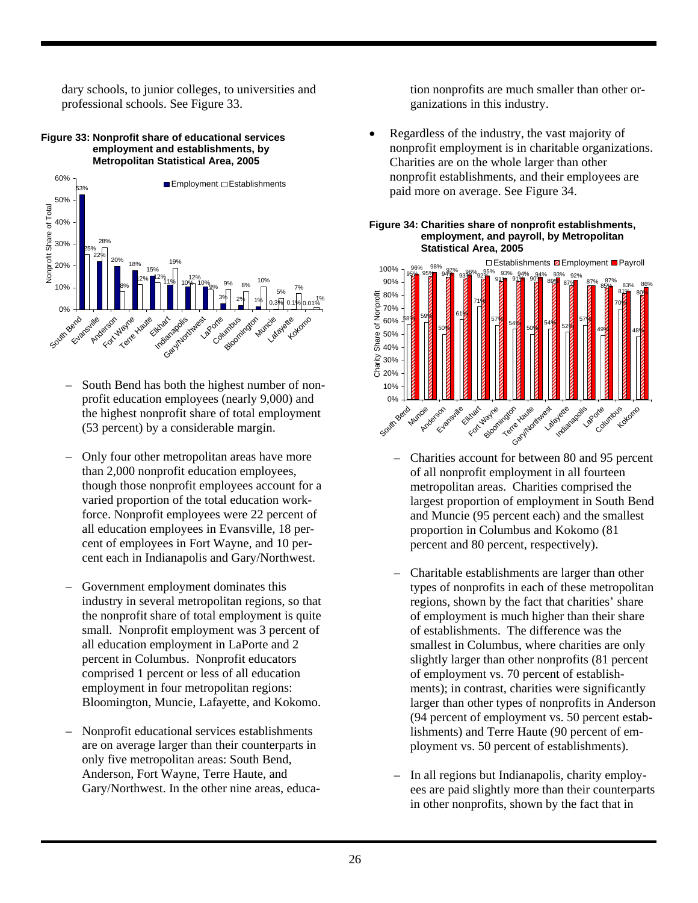dary schools, to junior colleges, to universities and professional schools. See Figure 33.

**Figure 33: Nonprofit share of educational services employment and establishments, by Metropolitan Statistical Area, 2005**

| Metropolitan Area | Employment | Establishments |
|---|---|---|
| South Bend | 53% | 25% |
| Evansville | 22% | 28% |
| Anderson | 20% | 8% |
| Fort Wayne | 18% | 12% |
| Terre Haute | 15% | 12% |
| Elkhart | 11% | 19% |
| Indianapolis | 10% | 12% |
| Gary/Northwest | 10% | 9% |
| LaPorte | 3% | 9% |
| Columbus | 2% | 8% |
| Bloomington | 1% | 10% |
| Muncie | 0.3% | 5% |
| Lafayette | 0.1% | 7% |
| Kokomo | 0.01% | 1% |

- South Bend has both the highest number of nonprofit education employees (nearly 9,000) and the highest nonprofit share of total employment (53 percent) by a considerable margin.

- Only four other metropolitan areas have more than 2,000 nonprofit education employees, though those nonprofit employees account for a varied proportion of the total education workforce. Nonprofit employees were 22 percent of all education employees in Evansville, 18 percent of employees in Fort Wayne, and 10 percent each in Indianapolis and Gary/Northwest.

- Government employment dominates this industry in several metropolitan regions, so that the nonprofit share of total employment is quite small. Nonprofit employment was 3 percent of all education employment in LaPorte and 2 percent in Columbus. Nonprofit educators comprised 1 percent or less of all education employment in four metropolitan regions: Bloomington, Muncie, Lafayette, and Kokomo.

- Nonprofit educational services establishments are on average larger than their counterparts in only five metropolitan areas: South Bend, Anderson, Fort Wayne, Terre Haute, and Gary/Northwest. In the other nine areas, education nonprofits are much smaller than other organizations in this industry.

- Regardless of the industry, the vast majority of nonprofit employment is in charitable organizations. Charities are on the whole larger than other nonprofit establishments, and their employees are paid more on average. See Figure 34.

**Figure 34: Charities share of nonprofit establishments, employment, and payroll, by Metropolitan Statistical Area, 2005**

| Metropolitan Area | Establishments | Employment | Payroll |
|---|---|---|---|
| South Bend | 58% | 95% | 96% |
| Muncie | 59% | 95% | 98% |
| Anderson | 50% | 94% | 97% |
| Evansville | 61% | 93% | 96% |
| Elkhart | 71% | 92% | 95% |
| Fort Wayne | 57% | 91% | 93% |
| Bloomington | 54% | 91% | 94% |
| Terre Haute | 50% | 90% | 94% |
| Gary/Northwest | 54% | 89% | 93% |
| Lafayette | 52% | 87% | 92% |
| Indianapolis | 57% | 87% | 87% |
| LaPorte | 49% | 85% | 87% |
| Columbus | 70% | 81% | 83% |
| Kokomo | 48% | 80% | 86% |

- Charities account for between 80 and 95 percent of all nonprofit employment in all fourteen metropolitan areas. Charities comprised the largest proportion of employment in South Bend and Muncie (95 percent each) and the smallest proportion in Columbus and Kokomo (81 percent and 80 percent, respectively).

- Charitable establishments are larger than other types of nonprofits in each of these metropolitan regions, shown by the fact that charities' share of employment is much higher than their share of establishments. The difference was the smallest in Columbus, where charities are only slightly larger than other nonprofits (81 percent of employment vs. 70 percent of establishments); in contrast, charities were significantly larger than other types of nonprofits in Anderson (94 percent of employment vs. 50 percent establishments) and Terre Haute (90 percent of employment vs. 50 percent of establishments).

- In all regions but Indianapolis, charity employees are paid slightly more than their counterparts in other nonprofits, shown by the fact that in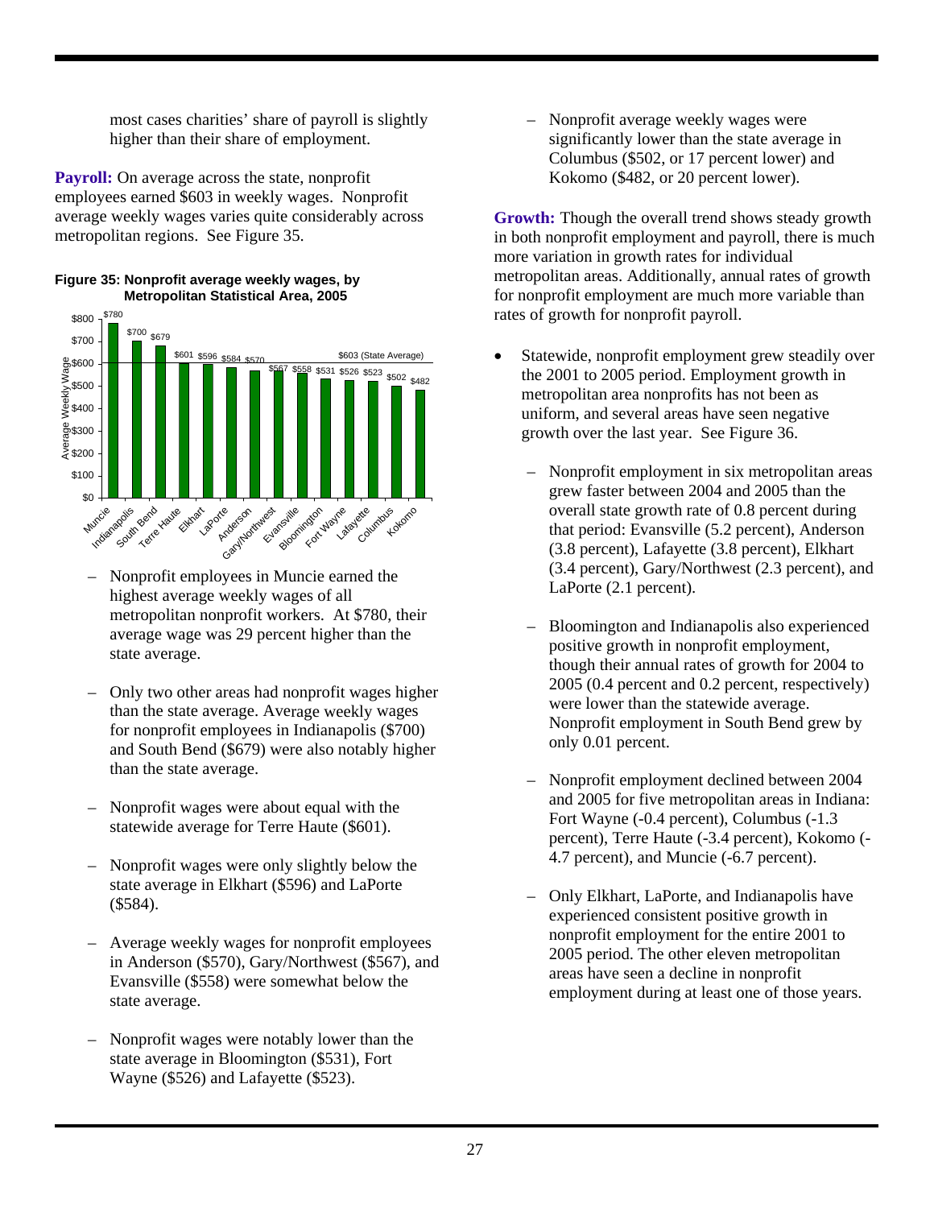most cases charities' share of payroll is slightly higher than their share of employment.

**Payroll:** On average across the state, nonprofit employees earned $603 in weekly wages. Nonprofit average weekly wages varies quite considerably across metropolitan regions. See Figure 35.

**Figure 35: Nonprofit average weekly wages, by Metropolitan Statistical Area, 2005**

| Metropolitan Area | Average Weekly Wage |
|---|---|
| Muncie | $780 |
| Indianapolis | $700 |
| South Bend | $679 |
| Terre Haute | $601 |
| Elkhart | $596 |
| LaPorte | $584 |
| Anderson | $570 |
| Gary/Northwest | $567 |
| Evansville | $558 |
| Bloomington | $531 |
| Fort Wayne | $526 |
| Lafayette | $523 |
| Columbus | $502 |
| Kokomo | $482 |
| State Average | $603 |

- Nonprofit employees in Muncie earned the highest average weekly wages of all metropolitan nonprofit workers. At $780, their average wage was 29 percent higher than the state average.
- Only two other areas had nonprofit wages higher than the state average. Average weekly wages for nonprofit employees in Indianapolis ($700) and South Bend ($679) were also notably higher than the state average.
- Nonprofit wages were about equal with the statewide average for Terre Haute ($601).
- Nonprofit wages were only slightly below the state average in Elkhart ($596) and LaPorte ($584).
- Average weekly wages for nonprofit employees in Anderson ($570), Gary/Northwest ($567), and Evansville ($558) were somewhat below the state average.
- Nonprofit wages were notably lower than the state average in Bloomington ($531), Fort Wayne ($526) and Lafayette ($523).
- Nonprofit average weekly wages were significantly lower than the state average in Columbus ($502, or 17 percent lower) and Kokomo ($482, or 20 percent lower).

**Growth:** Though the overall trend shows steady growth in both nonprofit employment and payroll, there is much more variation in growth rates for individual metropolitan areas. Additionally, annual rates of growth for nonprofit employment are much more variable than rates of growth for nonprofit payroll.

- Statewide, nonprofit employment grew steadily over the 2001 to 2005 period. Employment growth in metropolitan area nonprofits has not been as uniform, and several areas have seen negative growth over the last year. See Figure 36.
  - Nonprofit employment in six metropolitan areas grew faster between 2004 and 2005 than the overall state growth rate of 0.8 percent during that period: Evansville (5.2 percent), Anderson (3.8 percent), Lafayette (3.8 percent), Elkhart (3.4 percent), Gary/Northwest (2.3 percent), and LaPorte (2.1 percent).
  - Bloomington and Indianapolis also experienced positive growth in nonprofit employment, though their annual rates of growth for 2004 to 2005 (0.4 percent and 0.2 percent, respectively) were lower than the statewide average. Nonprofit employment in South Bend grew by only 0.01 percent.
  - Nonprofit employment declined between 2004 and 2005 for five metropolitan areas in Indiana: Fort Wayne (-0.4 percent), Columbus (-1.3 percent), Terre Haute (-3.4 percent), Kokomo (-4.7 percent), and Muncie (-6.7 percent).
  - Only Elkhart, LaPorte, and Indianapolis have experienced consistent positive growth in nonprofit employment for the entire 2001 to 2005 period. The other eleven metropolitan areas have seen a decline in nonprofit employment during at least one of those years.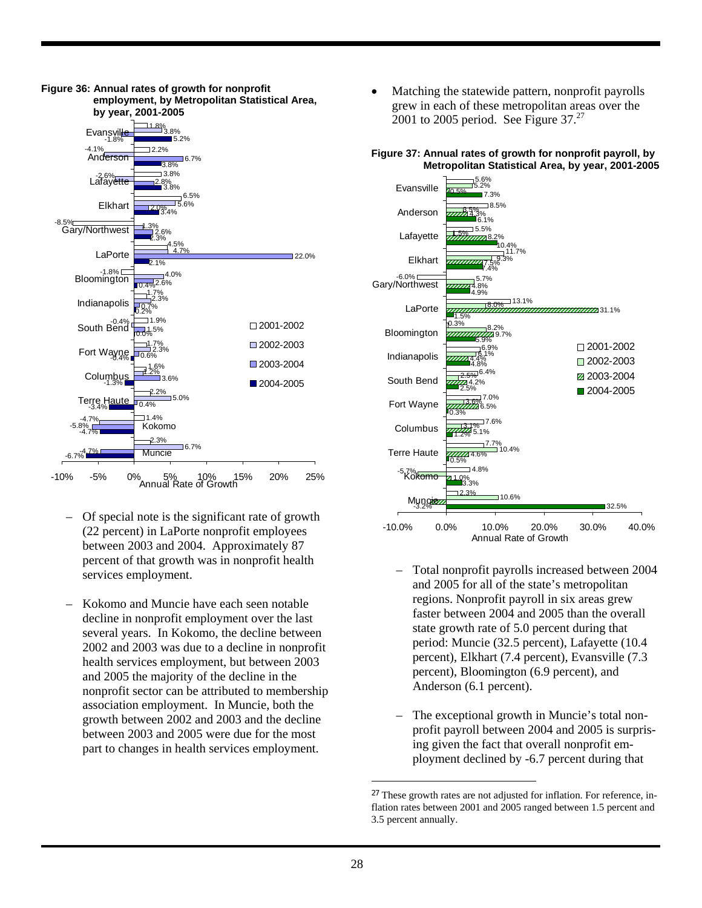**Figure 36: Annual rates of growth for nonprofit employment, by Metropolitan Statistical Area, by year, 2001-2005**

| Metropolitan Statistical Area | 2001-2002 | 2002-2003 | 2003-2004 | 2004-2005 |
| --- | --- | --- | --- | --- |
| Evansville | 1.8% | 3.8% | -1.8% | 5.2% |
| Anderson | -4.1% | 2.2% | 6.7% | 3.8% |
| Lafayette | -2.6% | 3.8% | 2.8% | 3.8% |
| Elkhart | 6.5% | 5.6% | 2.0% | 3.4% |
| Gary/Northwest | -8.5% | 1.3% | 2.6% | 2.3% |
| LaPorte | 4.5% | 4.7% | 22.0% | 2.1% |
| Bloomington | -1.8% | 4.0% | 2.6% | 0.4% |
| Indianapolis | 1.7% | 2.3% | 0.7% | 0.2% |
| South Bend | -0.4% | 1.9% | 1.5% | 0.0% |
| Fort Wayne | 1.7% | 2.3% | 0.6% | -0.4% |
| Columbus | 1.6% | 1.2% | 3.6% | -1.3% |
| Terre Haute | 2.2% | 5.0% | 0.4% | -3.4% |
| Kokomo | 1.4% | -4.7% | -5.8% | -4.7% |
| Muncie | 2.3% | 6.7% | -4.7% | -6.7% |

Annual Rate of Growth

- Of special note is the significant rate of growth (22 percent) in LaPorte nonprofit employees between 2003 and 2004. Approximately 87 percent of that growth was in nonprofit health services employment.

- Kokomo and Muncie have each seen notable decline in nonprofit employment over the last several years. In Kokomo, the decline between 2002 and 2003 was due to a decline in nonprofit health services employment, but between 2003 and 2005 the majority of the decline in the nonprofit sector can be attributed to membership association employment. In Muncie, both the growth between 2002 and 2003 and the decline between 2003 and 2005 were due for the most part to changes in health services employment.

- Matching the statewide pattern, nonprofit payrolls grew in each of these metropolitan areas over the 2001 to 2005 period. See Figure 37.[27]

**Figure 37: Annual rates of growth for nonprofit payroll, by Metropolitan Statistical Area, by year, 2001-2005**

| Metropolitan Statistical Area | 2001-2002 | 2002-2003 | 2003-2004 | 2004-2005 |
| --- | --- | --- | --- | --- |
| Evansville | 5.6% | 5.2% | 0.5% | 7.3% |
| Anderson | 8.5% | 3.5% | 4.3% | 6.1% |
| Lafayette | 5.5% | 1.5% | 8.2% | 10.4% |
| Elkhart | 11.7% | 9.3% | 7.5% | 7.4% |
| Gary/Northwest | -6.0% | 5.7% | 4.8% | 4.9% |
| LaPorte | 13.1% | 8.0% | 31.1% | 1.5% |
| Bloomington | 0.3% | 8.2% | 9.7% | 5.9% |
| Indianapolis | 6.9% | 6.1% | 4.4% | 4.8% |
| South Bend | 6.4% | 2.5% | 4.2% | 2.5% |
| Fort Wayne | 7.0% | 3.6% | 6.5% | 0.3% |
| Columbus | 7.6% | 3.1% | 5.1% | 1.2% |
| Terre Haute | 7.7% | 10.4% | 4.6% | 0.5% |
| Kokomo | 4.8% | -5.7% | 1.0% | 3.3% |
| Muncie | 2.3% | 10.6% | -3.2% | 32.5% |

Annual Rate of Growth

- Total nonprofit payrolls increased between 2004 and 2005 for all of the state's metropolitan regions. Nonprofit payroll in six areas grew faster between 2004 and 2005 than the overall state growth rate of 5.0 percent during that period: Muncie (32.5 percent), Lafayette (10.4 percent), Elkhart (7.4 percent), Evansville (7.3 percent), Bloomington (6.9 percent), and Anderson (6.1 percent).

- The exceptional growth in Muncie's total nonprofit payroll between 2004 and 2005 is surprising given the fact that overall nonprofit employment declined by -6.7 percent during that

[27] These growth rates are not adjusted for inflation. For reference, inflation rates between 2001 and 2005 ranged between 1.5 percent and 3.5 percent annually.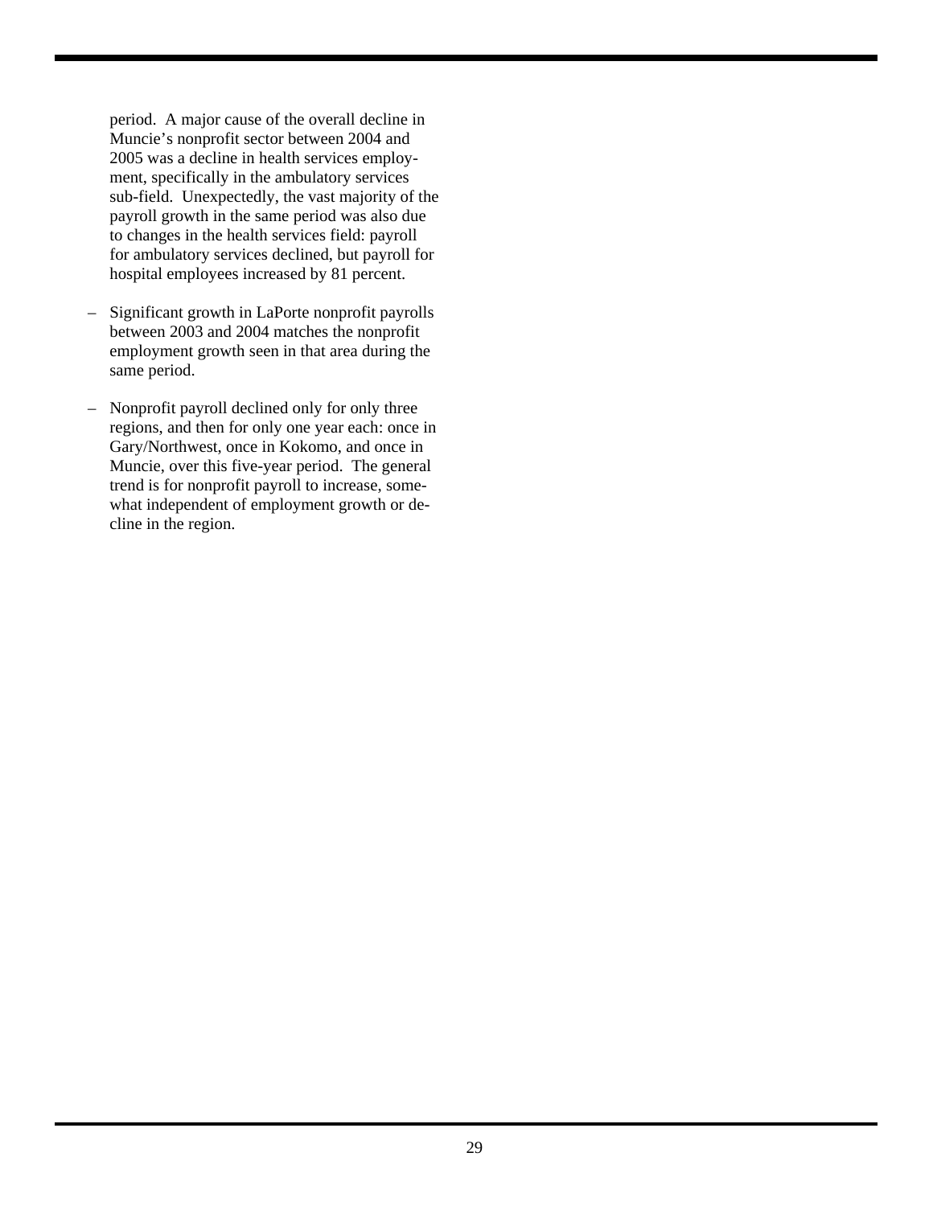period. A major cause of the overall decline in Muncie's nonprofit sector between 2004 and 2005 was a decline in health services employment, specifically in the ambulatory services sub-field. Unexpectedly, the vast majority of the payroll growth in the same period was also due to changes in the health services field: payroll for ambulatory services declined, but payroll for hospital employees increased by 81 percent.

- Significant growth in LaPorte nonprofit payrolls between 2003 and 2004 matches the nonprofit employment growth seen in that area during the same period.

- Nonprofit payroll declined only for only three regions, and then for only one year each: once in Gary/Northwest, once in Kokomo, and once in Muncie, over this five-year period. The general trend is for nonprofit payroll to increase, somewhat independent of employment growth or decline in the region.